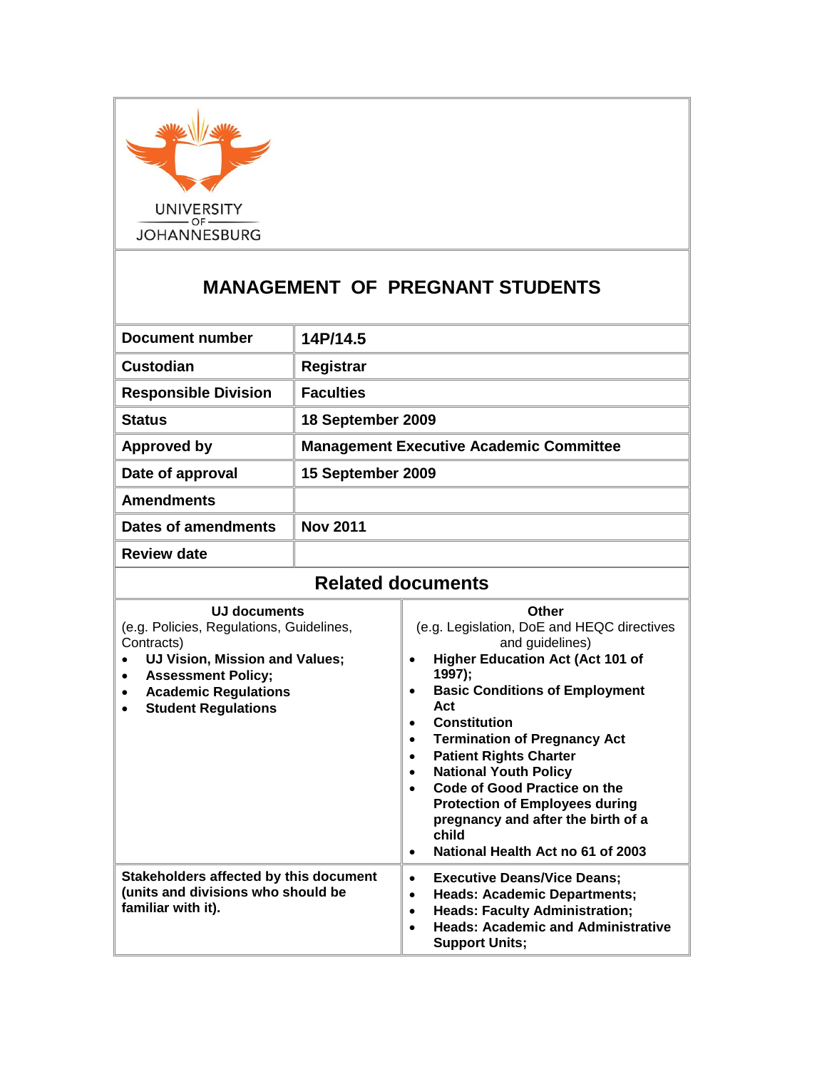UNIVERSITY OF JOHANNESBURG

# MANAGEMENT OF PREGNANT STUDENTS

| | |
|---|---|
| **Document number** | **14P/14.5** |
| **Custodian** | **Registrar** |
| **Responsible Division** | **Faculties** |
| **Status** | **18 September 2009** |
| **Approved by** | **Management Executive Academic Committee** |
| **Date of approval** | **15 September 2009** |
| **Amendments** | |
| **Dates of amendments** | **Nov 2011** |
| **Review date** | |

## Related documents

| **UJ documents** (e.g. Policies, Regulations, Guidelines, Contracts) | **Other** (e.g. Legislation, DoE and HEQC directives and guidelines) |
|---|---|
| • **UJ Vision, Mission and Values;**<br>• **Assessment Policy;**<br>• **Academic Regulations**<br>• **Student Regulations** | • **Higher Education Act (Act 101 of 1997);**<br>• **Basic Conditions of Employment Act**<br>• **Constitution**<br>• **Termination of Pregnancy Act**<br>• **Patient Rights Charter**<br>• **National Youth Policy**<br>• **Code of Good Practice on the Protection of Employees during pregnancy and after the birth of a child**<br>• **National Health Act no 61 of 2003** |
| **Stakeholders affected by this document (units and divisions who should be familiar with it).** | • **Executive Deans/Vice Deans;**<br>• **Heads: Academic Departments;**<br>• **Heads: Faculty Administration;**<br>• **Heads: Academic and Administrative Support Units;** |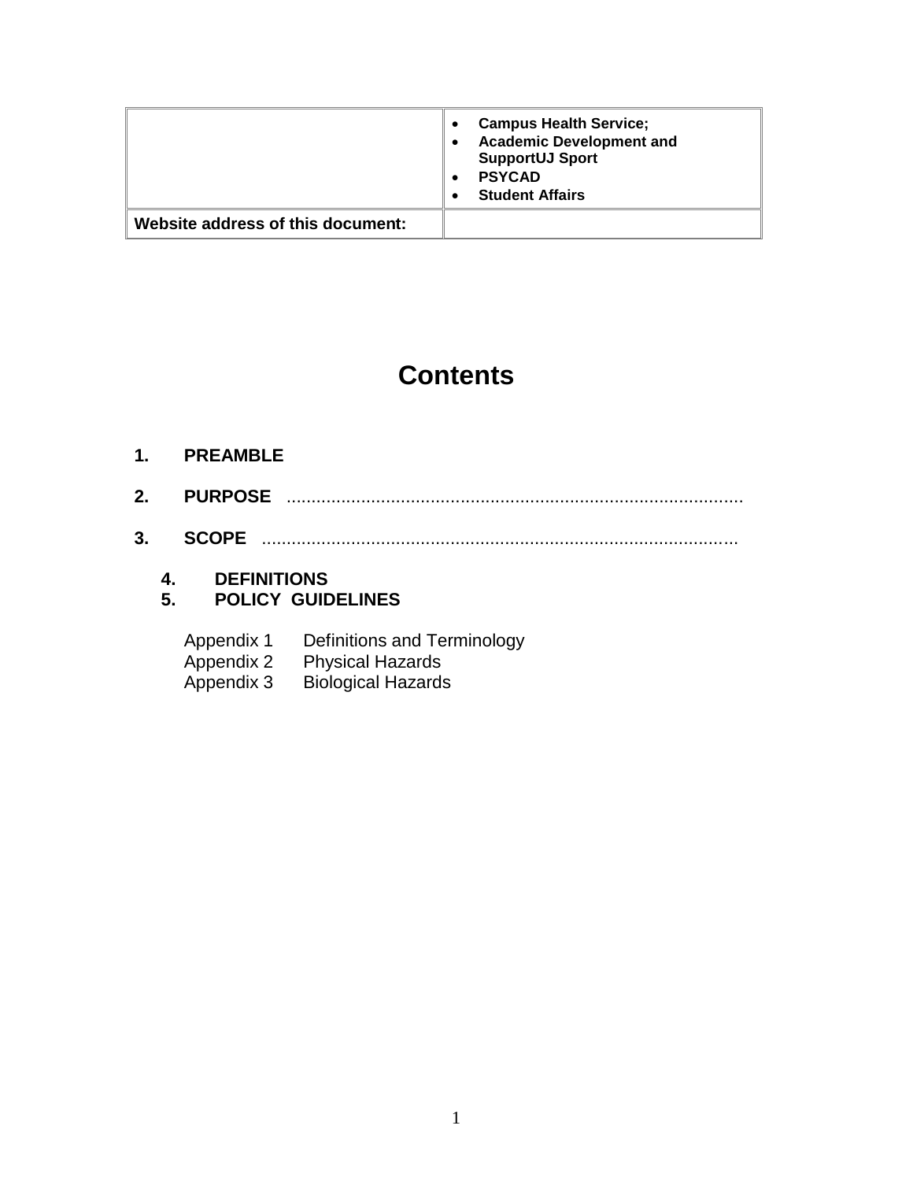| | |
|---|---|
| | • **Campus Health Service;**<br>• **Academic Development and SupportUJ Sport**<br>• **PSYCAD**<br>• **Student Affairs** |
| **Website address of this document:** | |

# Contents

1. **PREAMBLE**
2. **PURPOSE** ..........................................................................................
3. **SCOPE** ..............................................................................................
4. **DEFINITIONS**
5. **POLICY GUIDELINES**

Appendix 1 Definitions and Terminology
Appendix 2 Physical Hazards
Appendix 3 Biological Hazards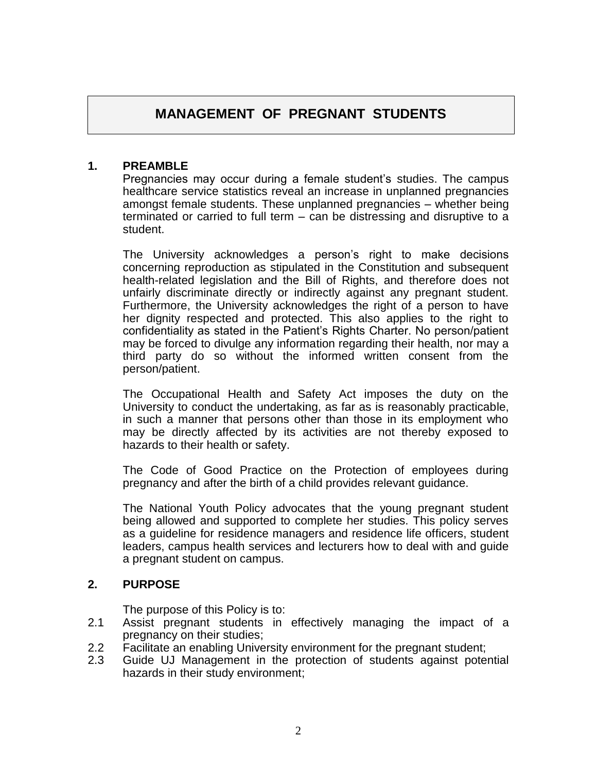# MANAGEMENT OF PREGNANT STUDENTS

## 1. PREAMBLE

Pregnancies may occur during a female student's studies. The campus healthcare service statistics reveal an increase in unplanned pregnancies amongst female students. These unplanned pregnancies – whether being terminated or carried to full term – can be distressing and disruptive to a student.

The University acknowledges a person's right to make decisions concerning reproduction as stipulated in the Constitution and subsequent health-related legislation and the Bill of Rights, and therefore does not unfairly discriminate directly or indirectly against any pregnant student. Furthermore, the University acknowledges the right of a person to have her dignity respected and protected. This also applies to the right to confidentiality as stated in the Patient's Rights Charter. No person/patient may be forced to divulge any information regarding their health, nor may a third party do so without the informed written consent from the person/patient.

The Occupational Health and Safety Act imposes the duty on the University to conduct the undertaking, as far as is reasonably practicable, in such a manner that persons other than those in its employment who may be directly affected by its activities are not thereby exposed to hazards to their health or safety.

The Code of Good Practice on the Protection of employees during pregnancy and after the birth of a child provides relevant guidance.

The National Youth Policy advocates that the young pregnant student being allowed and supported to complete her studies. This policy serves as a guideline for residence managers and residence life officers, student leaders, campus health services and lecturers how to deal with and guide a pregnant student on campus.

## 2. PURPOSE

The purpose of this Policy is to:

2.1 Assist pregnant students in effectively managing the impact of a pregnancy on their studies;

2.2 Facilitate an enabling University environment for the pregnant student;

2.3 Guide UJ Management in the protection of students against potential hazards in their study environment;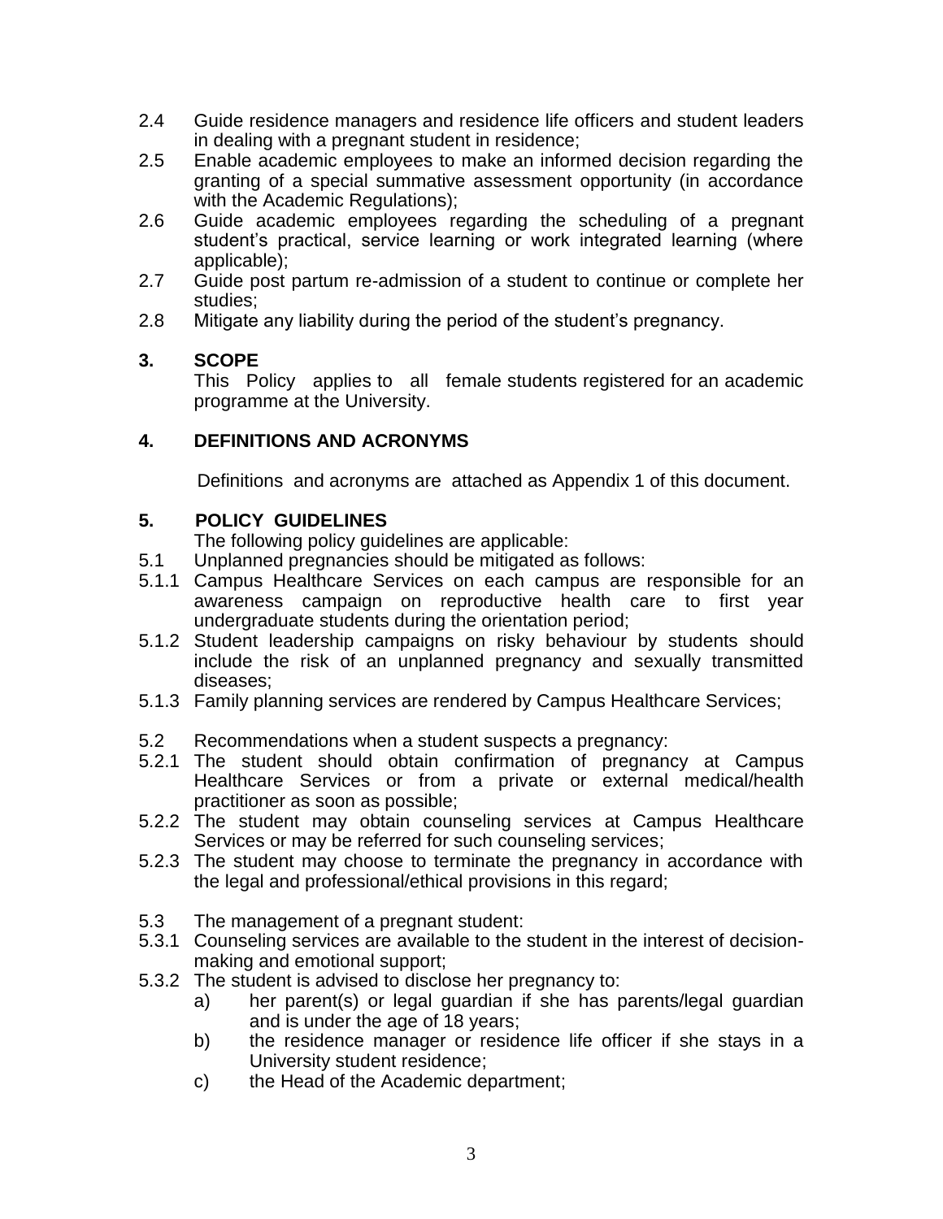2.4 Guide residence managers and residence life officers and student leaders in dealing with a pregnant student in residence;

2.5 Enable academic employees to make an informed decision regarding the granting of a special summative assessment opportunity (in accordance with the Academic Regulations);

2.6 Guide academic employees regarding the scheduling of a pregnant student's practical, service learning or work integrated learning (where applicable);

2.7 Guide post partum re-admission of a student to continue or complete her studies;

2.8 Mitigate any liability during the period of the student's pregnancy.

## 3. SCOPE

This Policy applies to all female students registered for an academic programme at the University.

## 4. DEFINITIONS AND ACRONYMS

Definitions and acronyms are attached as Appendix 1 of this document.

## 5. POLICY GUIDELINES

The following policy guidelines are applicable:

5.1 Unplanned pregnancies should be mitigated as follows:

5.1.1 Campus Healthcare Services on each campus are responsible for an awareness campaign on reproductive health care to first year undergraduate students during the orientation period;

5.1.2 Student leadership campaigns on risky behaviour by students should include the risk of an unplanned pregnancy and sexually transmitted diseases;

5.1.3 Family planning services are rendered by Campus Healthcare Services;

5.2 Recommendations when a student suspects a pregnancy:

5.2.1 The student should obtain confirmation of pregnancy at Campus Healthcare Services or from a private or external medical/health practitioner as soon as possible;

5.2.2 The student may obtain counseling services at Campus Healthcare Services or may be referred for such counseling services;

5.2.3 The student may choose to terminate the pregnancy in accordance with the legal and professional/ethical provisions in this regard;

5.3 The management of a pregnant student:

5.3.1 Counseling services are available to the student in the interest of decision-making and emotional support;

5.3.2 The student is advised to disclose her pregnancy to:

a) her parent(s) or legal guardian if she has parents/legal guardian and is under the age of 18 years;

b) the residence manager or residence life officer if she stays in a University student residence;

c) the Head of the Academic department;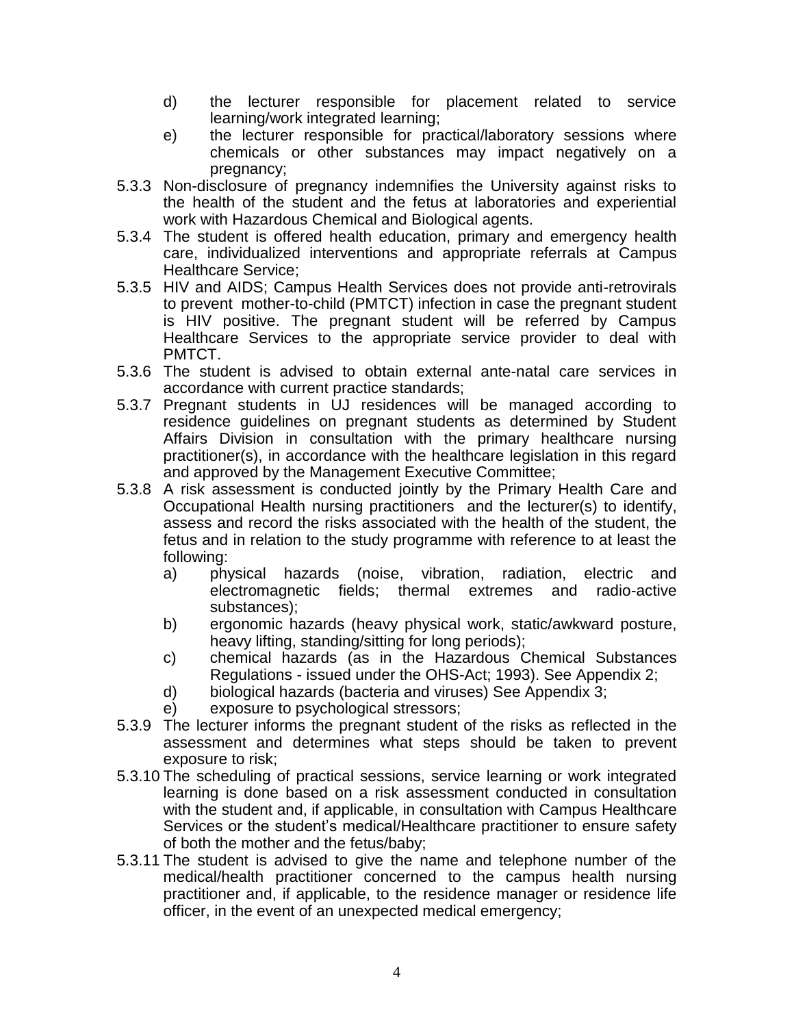d) the lecturer responsible for placement related to service learning/work integrated learning;

e) the lecturer responsible for practical/laboratory sessions where chemicals or other substances may impact negatively on a pregnancy;

5.3.3 Non-disclosure of pregnancy indemnifies the University against risks to the health of the student and the fetus at laboratories and experiential work with Hazardous Chemical and Biological agents.

5.3.4 The student is offered health education, primary and emergency health care, individualized interventions and appropriate referrals at Campus Healthcare Service;

5.3.5 HIV and AIDS; Campus Health Services does not provide anti-retrovirals to prevent mother-to-child (PMTCT) infection in case the pregnant student is HIV positive. The pregnant student will be referred by Campus Healthcare Services to the appropriate service provider to deal with PMTCT.

5.3.6 The student is advised to obtain external ante-natal care services in accordance with current practice standards;

5.3.7 Pregnant students in UJ residences will be managed according to residence guidelines on pregnant students as determined by Student Affairs Division in consultation with the primary healthcare nursing practitioner(s), in accordance with the healthcare legislation in this regard and approved by the Management Executive Committee;

5.3.8 A risk assessment is conducted jointly by the Primary Health Care and Occupational Health nursing practitioners and the lecturer(s) to identify, assess and record the risks associated with the health of the student, the fetus and in relation to the study programme with reference to at least the following:

a) physical hazards (noise, vibration, radiation, electric and electromagnetic fields; thermal extremes and radio-active substances);

b) ergonomic hazards (heavy physical work, static/awkward posture, heavy lifting, standing/sitting for long periods);

c) chemical hazards (as in the Hazardous Chemical Substances Regulations - issued under the OHS-Act; 1993). See Appendix 2;

d) biological hazards (bacteria and viruses) See Appendix 3;

e) exposure to psychological stressors;

5.3.9 The lecturer informs the pregnant student of the risks as reflected in the assessment and determines what steps should be taken to prevent exposure to risk;

5.3.10 The scheduling of practical sessions, service learning or work integrated learning is done based on a risk assessment conducted in consultation with the student and, if applicable, in consultation with Campus Healthcare Services or the student's medical/Healthcare practitioner to ensure safety of both the mother and the fetus/baby;

5.3.11 The student is advised to give the name and telephone number of the medical/health practitioner concerned to the campus health nursing practitioner and, if applicable, to the residence manager or residence life officer, in the event of an unexpected medical emergency;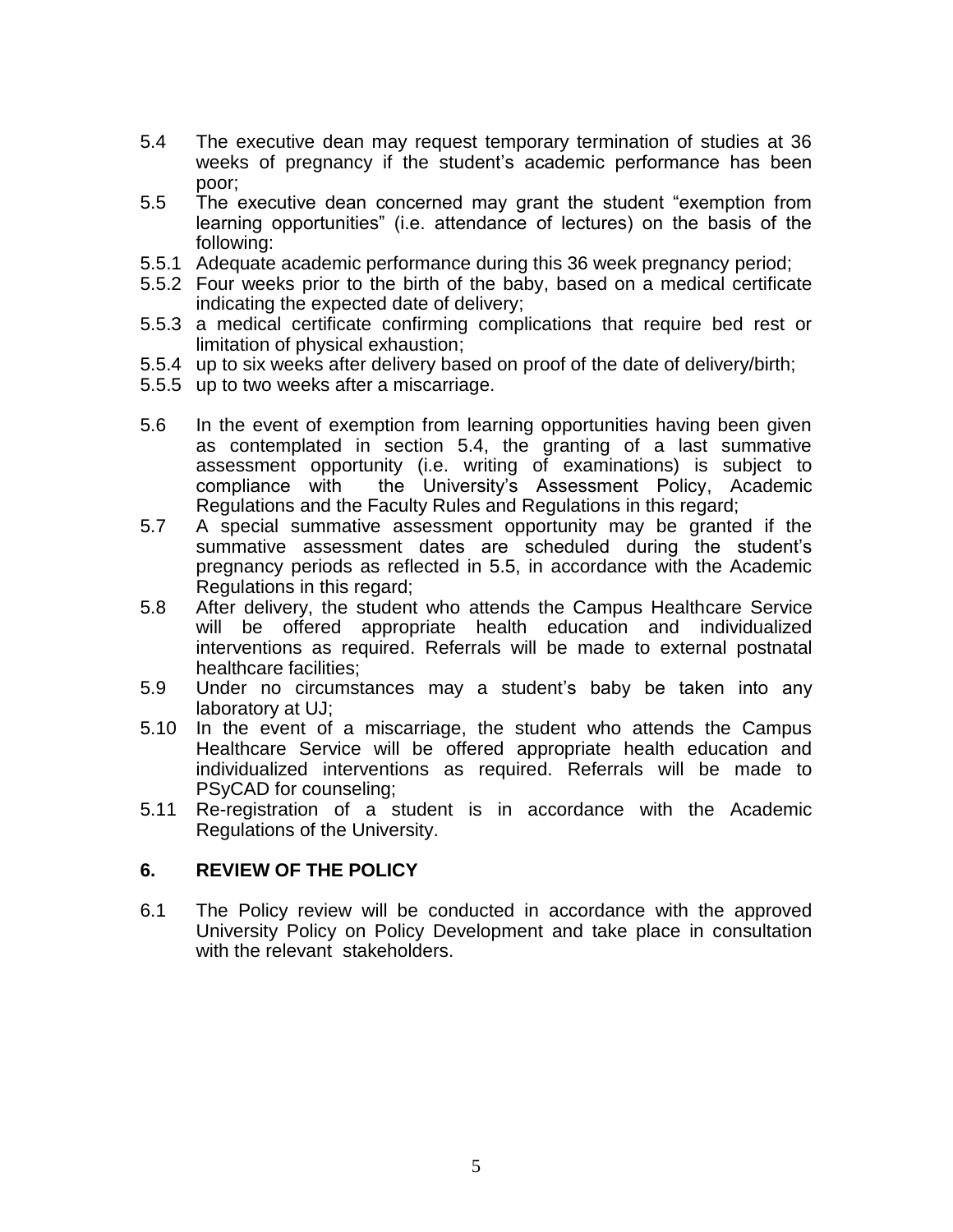5.4 The executive dean may request temporary termination of studies at 36 weeks of pregnancy if the student's academic performance has been poor;

5.5 The executive dean concerned may grant the student "exemption from learning opportunities" (i.e. attendance of lectures) on the basis of the following:

5.5.1 Adequate academic performance during this 36 week pregnancy period;

5.5.2 Four weeks prior to the birth of the baby, based on a medical certificate indicating the expected date of delivery;

5.5.3 a medical certificate confirming complications that require bed rest or limitation of physical exhaustion;

5.5.4 up to six weeks after delivery based on proof of the date of delivery/birth;

5.5.5 up to two weeks after a miscarriage.

5.6 In the event of exemption from learning opportunities having been given as contemplated in section 5.4, the granting of a last summative assessment opportunity (i.e. writing of examinations) is subject to compliance with the University's Assessment Policy, Academic Regulations and the Faculty Rules and Regulations in this regard;

5.7 A special summative assessment opportunity may be granted if the summative assessment dates are scheduled during the student's pregnancy periods as reflected in 5.5, in accordance with the Academic Regulations in this regard;

5.8 After delivery, the student who attends the Campus Healthcare Service will be offered appropriate health education and individualized interventions as required. Referrals will be made to external postnatal healthcare facilities;

5.9 Under no circumstances may a student's baby be taken into any laboratory at UJ;

5.10 In the event of a miscarriage, the student who attends the Campus Healthcare Service will be offered appropriate health education and individualized interventions as required. Referrals will be made to PSyCAD for counseling;

5.11 Re-registration of a student is in accordance with the Academic Regulations of the University.

## 6. REVIEW OF THE POLICY

6.1 The Policy review will be conducted in accordance with the approved University Policy on Policy Development and take place in consultation with the relevant stakeholders.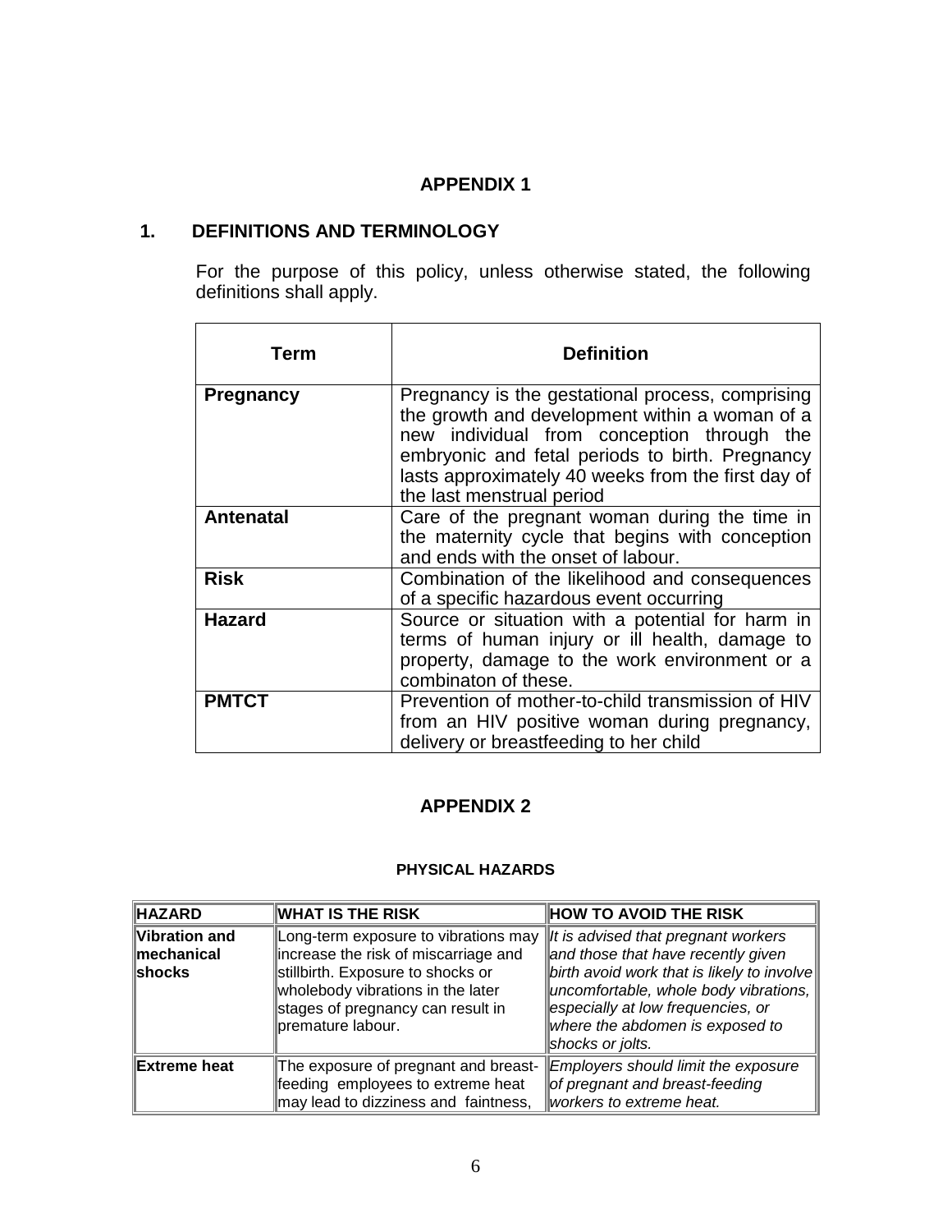# APPENDIX 1

## 1. DEFINITIONS AND TERMINOLOGY

For the purpose of this policy, unless otherwise stated, the following definitions shall apply.

| Term | Definition |
|---|---|
| **Pregnancy** | Pregnancy is the gestational process, comprising the growth and development within a woman of a new individual from conception through the embryonic and fetal periods to birth. Pregnancy lasts approximately 40 weeks from the first day of the last menstrual period |
| **Antenatal** | Care of the pregnant woman during the time in the maternity cycle that begins with conception and ends with the onset of labour. |
| **Risk** | Combination of the likelihood and consequences of a specific hazardous event occurring |
| **Hazard** | Source or situation with a potential for harm in terms of human injury or ill health, damage to property, damage to the work environment or a combinaton of these. |
| **PMTCT** | Prevention of mother-to-child transmission of HIV from an HIV positive woman during pregnancy, delivery or breastfeeding to her child |

# APPENDIX 2

### PHYSICAL HAZARDS

| HAZARD | WHAT IS THE RISK | HOW TO AVOID THE RISK |
|---|---|---|
| **Vibration and mechanical shocks** | Long-term exposure to vibrations may increase the risk of miscarriage and stillbirth. Exposure to shocks or wholebody vibrations in the later stages of pregnancy can result in premature labour. | *It is advised that pregnant workers and those that have recently given birth avoid work that is likely to involve uncomfortable, whole body vibrations, especially at low frequencies, or where the abdomen is exposed to shocks or jolts.* |
| **Extreme heat** | The exposure of pregnant and breast-feeding employees to extreme heat may lead to dizziness and faintness, | *Employers should limit the exposure of pregnant and breast-feeding workers to extreme heat.* |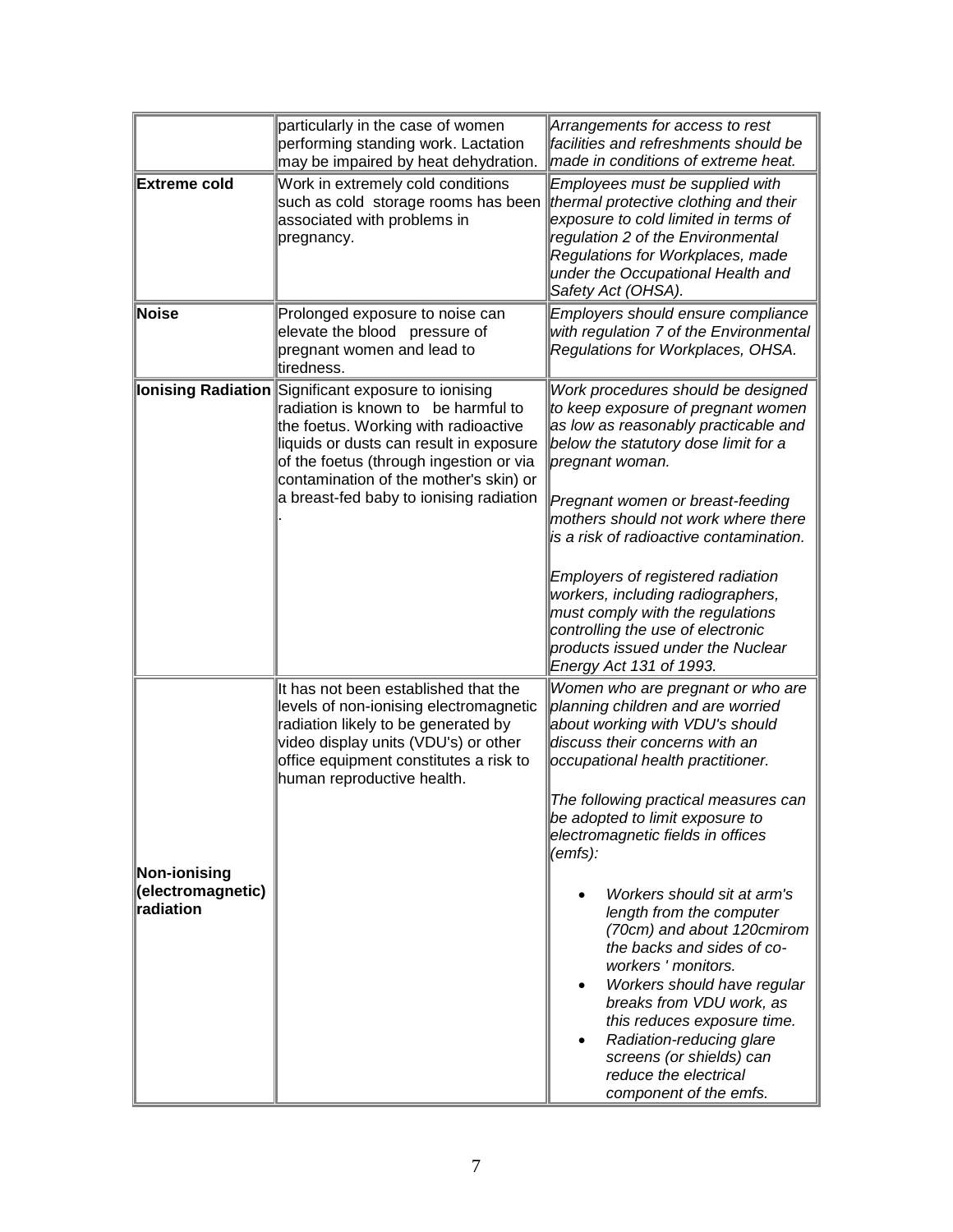| | | |
|---|---|---|
| | particularly in the case of women performing standing work. Lactation may be impaired by heat dehydration. | *Arrangements for access to rest facilities and refreshments should be made in conditions of extreme heat.* |
| **Extreme cold** | Work in extremely cold conditions such as cold storage rooms has been associated with problems in pregnancy. | *Employees must be supplied with thermal protective clothing and their exposure to cold limited in terms of regulation 2 of the Environmental Regulations for Workplaces, made under the Occupational Health and Safety Act (OHSA).* |
| **Noise** | Prolonged exposure to noise can elevate the blood pressure of pregnant women and lead to tiredness. | *Employers should ensure compliance with regulation 7 of the Environmental Regulations for Workplaces, OHSA.* |
| **Ionising Radiation** | Significant exposure to ionising radiation is known to be harmful to the foetus. Working with radioactive liquids or dusts can result in exposure of the foetus (through ingestion or via contamination of the mother's skin) or a breast-fed baby to ionising radiation . | *Work procedures should be designed to keep exposure of pregnant women as low as reasonably practicable and below the statutory dose limit for a pregnant woman.*<br><br>*Pregnant women or breast-feeding mothers should not work where there is a risk of radioactive contamination.*<br><br>*Employers of registered radiation workers, including radiographers, must comply with the regulations controlling the use of electronic products issued under the Nuclear Energy Act 131 of 1993.* |
| **Non-ionising (electromagnetic) radiation** | It has not been established that the levels of non-ionising electromagnetic radiation likely to be generated by video display units (VDU's) or other office equipment constitutes a risk to human reproductive health. | *Women who are pregnant or who are planning children and are worried about working with VDU's should discuss their concerns with an occupational health practitioner.*<br><br>*The following practical measures can be adopted to limit exposure to electromagnetic fields in offices (emfs):*<br><br>• *Workers should sit at arm's length from the computer (70cm) and about 120cmirom the backs and sides of co-workers ' monitors.*<br>• *Workers should have regular breaks from VDU work, as this reduces exposure time.*<br>• *Radiation-reducing glare screens (or shields) can reduce the electrical component of the emfs.* |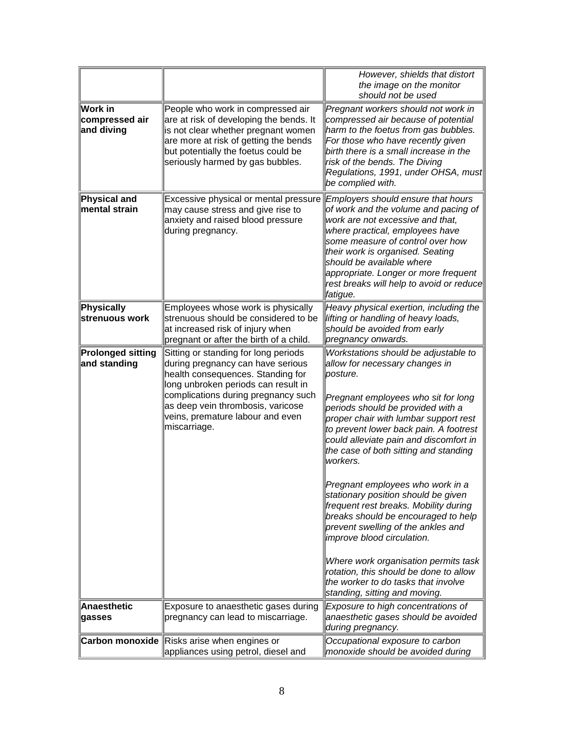| | | |
|---|---|---|
| | | *However, shields that distort the image on the monitor should not be used* |
| **Work in compressed air and diving** | People who work in compressed air are at risk of developing the bends. It is not clear whether pregnant women are more at risk of getting the bends but potentially the foetus could be seriously harmed by gas bubbles. | *Pregnant workers should not work in compressed air because of potential harm to the foetus from gas bubbles. For those who have recently given birth there is a small increase in the risk of the bends. The Diving Regulations, 1991, under OHSA, must be complied with.* |
| **Physical and mental strain** | Excessive physical or mental pressure may cause stress and give rise to anxiety and raised blood pressure during pregnancy. | *Employers should ensure that hours of work and the volume and pacing of work are not excessive and that, where practical, employees have some measure of control over how their work is organised. Seating should be available where appropriate. Longer or more frequent rest breaks will help to avoid or reduce fatigue.* |
| **Physically strenuous work** | Employees whose work is physically strenuous should be considered to be at increased risk of injury when pregnant or after the birth of a child. | *Heavy physical exertion, including the lifting or handling of heavy loads, should be avoided from early pregnancy onwards.* |
| **Prolonged sitting and standing** | Sitting or standing for long periods during pregnancy can have serious health consequences. Standing for long unbroken periods can result in complications during pregnancy such as deep vein thrombosis, varicose veins, premature labour and even miscarriage. | *Workstations should be adjustable to allow for necessary changes in posture.*<br><br>*Pregnant employees who sit for long periods should be provided with a proper chair with lumbar support rest to prevent lower back pain. A footrest could alleviate pain and discomfort in the case of both sitting and standing workers.*<br><br>*Pregnant employees who work in a stationary position should be given frequent rest breaks. Mobility during breaks should be encouraged to help prevent swelling of the ankles and improve blood circulation.*<br><br>*Where work organisation permits task rotation, this should be done to allow the worker to do tasks that involve standing, sitting and moving.* |
| **Anaesthetic gasses** | Exposure to anaesthetic gases during pregnancy can lead to miscarriage. | *Exposure to high concentrations of anaesthetic gases should be avoided during pregnancy.* |
| **Carbon monoxide** | Risks arise when engines or appliances using petrol, diesel and | *Occupational exposure to carbon monoxide should be avoided during* |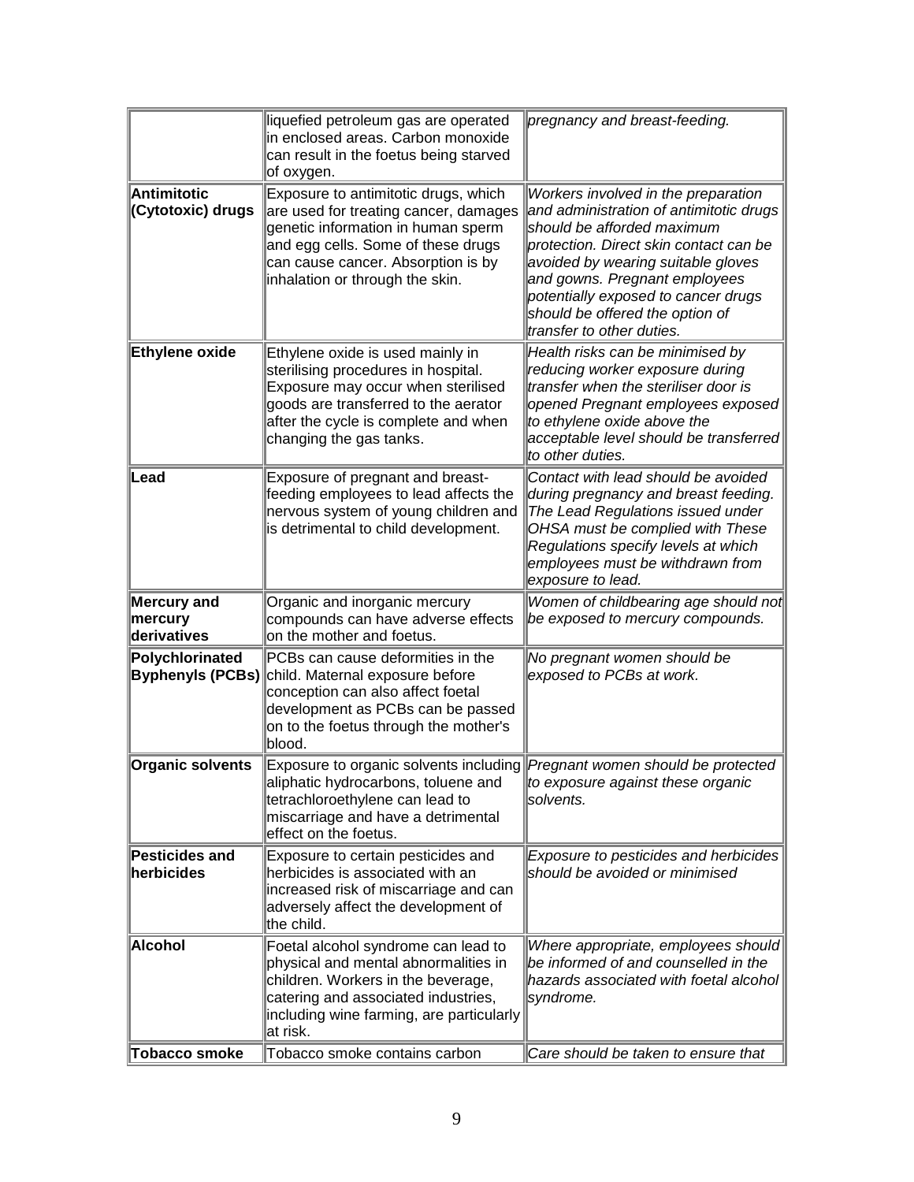| | | |
|---|---|---|
| | liquefied petroleum gas are operated in enclosed areas. Carbon monoxide can result in the foetus being starved of oxygen. | *pregnancy and breast-feeding.* |
| **Antimitotic (Cytotoxic) drugs** | Exposure to antimitotic drugs, which are used for treating cancer, damages genetic information in human sperm and egg cells. Some of these drugs can cause cancer. Absorption is by inhalation or through the skin. | *Workers involved in the preparation and administration of antimitotic drugs should be afforded maximum protection. Direct skin contact can be avoided by wearing suitable gloves and gowns. Pregnant employees potentially exposed to cancer drugs should be offered the option of transfer to other duties.* |
| **Ethylene oxide** | Ethylene oxide is used mainly in sterilising procedures in hospital. Exposure may occur when sterilised goods are transferred to the aerator after the cycle is complete and when changing the gas tanks. | *Health risks can be minimised by reducing worker exposure during transfer when the steriliser door is opened Pregnant employees exposed to ethylene oxide above the acceptable level should be transferred to other duties.* |
| **Lead** | Exposure of pregnant and breast-feeding employees to lead affects the nervous system of young children and is detrimental to child development. | *Contact with lead should be avoided during pregnancy and breast feeding. The Lead Regulations issued under OHSA must be complied with These Regulations specify levels at which employees must be withdrawn from exposure to lead.* |
| **Mercury and mercury derivatives** | Organic and inorganic mercury compounds can have adverse effects on the mother and foetus. | *Women of childbearing age should not be exposed to mercury compounds.* |
| **Polychlorinated Byphenyls (PCBs)** | PCBs can cause deformities in the child. Maternal exposure before conception can also affect foetal development as PCBs can be passed on to the foetus through the mother's blood. | *No pregnant women should be exposed to PCBs at work.* |
| **Organic solvents** | Exposure to organic solvents including aliphatic hydrocarbons, toluene and tetrachloroethylene can lead to miscarriage and have a detrimental effect on the foetus. | *Pregnant women should be protected to exposure against these organic solvents.* |
| **Pesticides and herbicides** | Exposure to certain pesticides and herbicides is associated with an increased risk of miscarriage and can adversely affect the development of the child. | *Exposure to pesticides and herbicides should be avoided or minimised* |
| **Alcohol** | Foetal alcohol syndrome can lead to physical and mental abnormalities in children. Workers in the beverage, catering and associated industries, including wine farming, are particularly at risk. | *Where appropriate, employees should be informed of and counselled in the hazards associated with foetal alcohol syndrome.* |
| **Tobacco smoke** | Tobacco smoke contains carbon | *Care should be taken to ensure that* |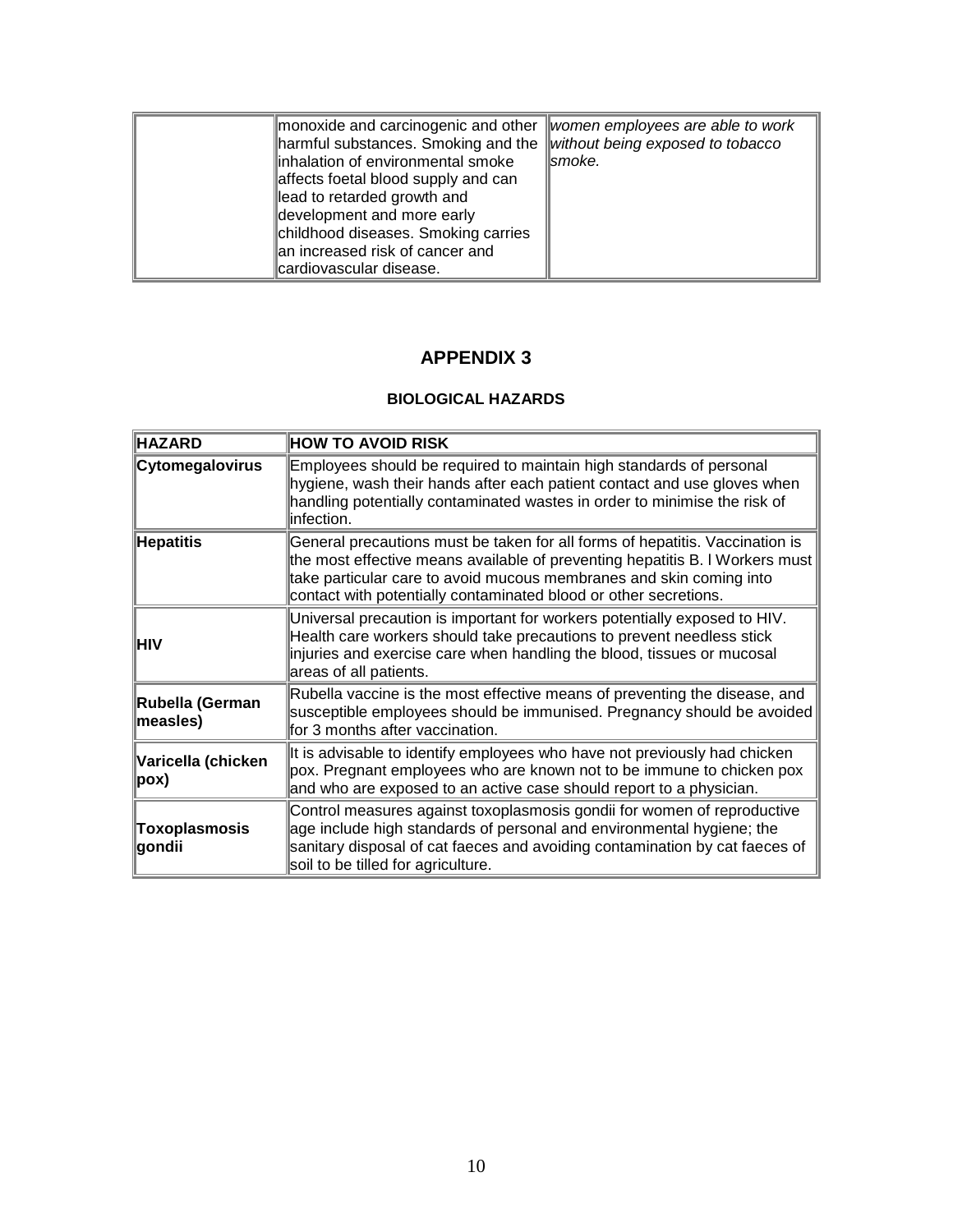| | | |
|---|---|---|
| | monoxide and carcinogenic and other harmful substances. Smoking and the inhalation of environmental smoke affects foetal blood supply and can lead to retarded growth and development and more early childhood diseases. Smoking carries an increased risk of cancer and cardiovascular disease. | *women employees are able to work without being exposed to tobacco smoke.* |

# APPENDIX 3

## BIOLOGICAL HAZARDS

| HAZARD | HOW TO AVOID RISK |
|---|---|
| **Cytomegalovirus** | Employees should be required to maintain high standards of personal hygiene, wash their hands after each patient contact and use gloves when handling potentially contaminated wastes in order to minimise the risk of infection. |
| **Hepatitis** | General precautions must be taken for all forms of hepatitis. Vaccination is the most effective means available of preventing hepatitis B. l Workers must take particular care to avoid mucous membranes and skin coming into contact with potentially contaminated blood or other secretions. |
| **HIV** | Universal precaution is important for workers potentially exposed to HIV. Health care workers should take precautions to prevent needless stick injuries and exercise care when handling the blood, tissues or mucosal areas of all patients. |
| **Rubella (German measles)** | Rubella vaccine is the most effective means of preventing the disease, and susceptible employees should be immunised. Pregnancy should be avoided for 3 months after vaccination. |
| **Varicella (chicken pox)** | It is advisable to identify employees who have not previously had chicken pox. Pregnant employees who are known not to be immune to chicken pox and who are exposed to an active case should report to a physician. |
| **Toxoplasmosis gondii** | Control measures against toxoplasmosis gondii for women of reproductive age include high standards of personal and environmental hygiene; the sanitary disposal of cat faeces and avoiding contamination by cat faeces of soil to be tilled for agriculture. |